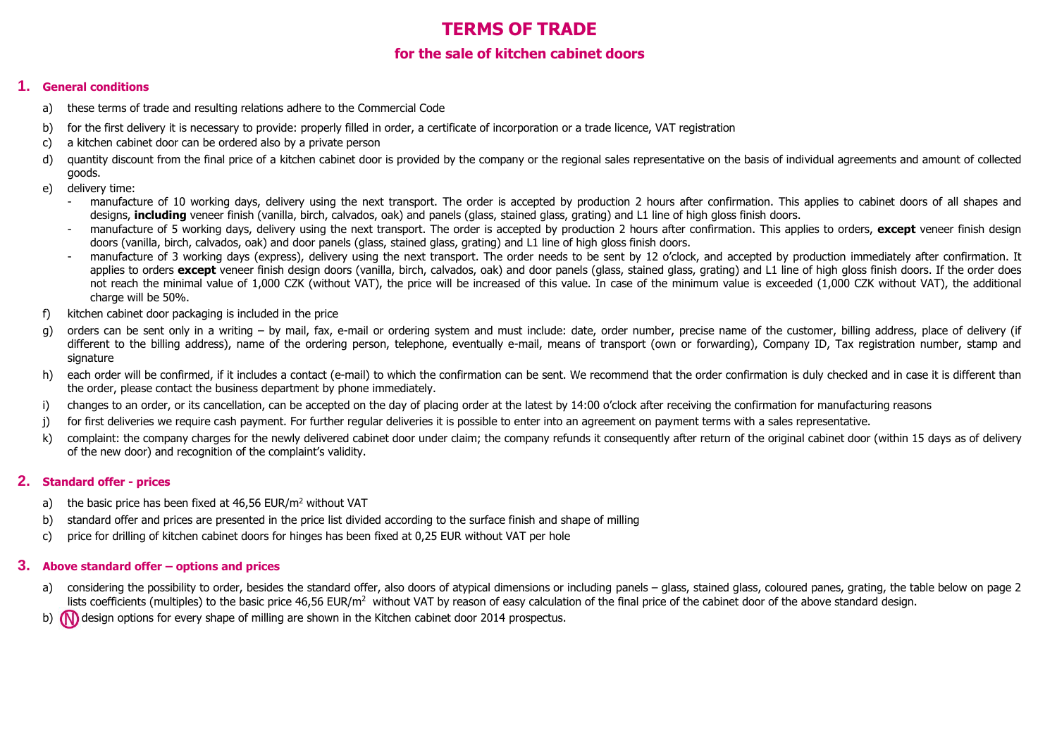# TERMS OF TRADE

## for the sale of kitchen cabinet doors

### 1. General conditions

a) these terms of trade and resulting relations adhere to the Commercial Code

b) for the first delivery it is necessary to provide: properly filled in order, a certificate of incorporation or a trade licence, VAT registration

c) a kitchen cabinet door can be ordered also by a private person

d) quantity discount from the final price of a kitchen cabinet door is provided by the company or the regional sales representative on the basis of individual agreements and amount of collected goods.

e) delivery time:
   - manufacture of 10 working days, delivery using the next transport. The order is accepted by production 2 hours after confirmation. This applies to cabinet doors of all shapes and designs, **including** veneer finish (vanilla, birch, calvados, oak) and panels (glass, stained glass, grating) and L1 line of high gloss finish doors.
   - manufacture of 5 working days, delivery using the next transport. The order is accepted by production 2 hours after confirmation. This applies to orders, **except** veneer finish design doors (vanilla, birch, calvados, oak) and door panels (glass, stained glass, grating) and L1 line of high gloss finish doors.
   - manufacture of 3 working days (express), delivery using the next transport. The order needs to be sent by 12 o'clock, and accepted by production immediately after confirmation. It applies to orders **except** veneer finish design doors (vanilla, birch, calvados, oak) and door panels (glass, stained glass, grating) and L1 line of high gloss finish doors. If the order does not reach the minimal value of 1,000 CZK (without VAT), the price will be increased of this value. In case of the minimum value is exceeded (1,000 CZK without VAT), the additional charge will be 50%.

f) kitchen cabinet door packaging is included in the price

g) orders can be sent only in a writing – by mail, fax, e-mail or ordering system and must include: date, order number, precise name of the customer, billing address, place of delivery (if different to the billing address), name of the ordering person, telephone, eventually e-mail, means of transport (own or forwarding), Company ID, Tax registration number, stamp and signature

h) each order will be confirmed, if it includes a contact (e-mail) to which the confirmation can be sent. We recommend that the order confirmation is duly checked and in case it is different than the order, please contact the business department by phone immediately.

i) changes to an order, or its cancellation, can be accepted on the day of placing order at the latest by 14:00 o'clock after receiving the confirmation for manufacturing reasons

j) for first deliveries we require cash payment. For further regular deliveries it is possible to enter into an agreement on payment terms with a sales representative.

k) complaint: the company charges for the newly delivered cabinet door under claim; the company refunds it consequently after return of the original cabinet door (within 15 days as of delivery of the new door) and recognition of the complaint's validity.

### 2. Standard offer - prices

a) the basic price has been fixed at 46,56 EUR/m² without VAT

b) standard offer and prices are presented in the price list divided according to the surface finish and shape of milling

c) price for drilling of kitchen cabinet doors for hinges has been fixed at 0,25 EUR without VAT per hole

### 3. Above standard offer – options and prices

a) considering the possibility to order, besides the standard offer, also doors of atypical dimensions or including panels – glass, stained glass, coloured panes, grating, the table below on page 2 lists coefficients (multiples) to the basic price 46,56 EUR/m² without VAT by reason of easy calculation of the final price of the cabinet door of the above standard design.

b) (N) design options for every shape of milling are shown in the Kitchen cabinet door 2014 prospectus.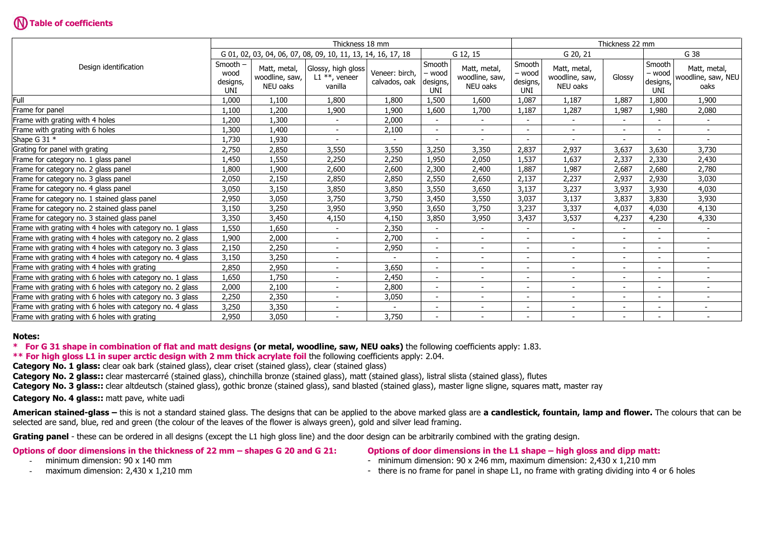## Ⓝ Table of coefficients

| Design identification | Thickness 18 mm | | | | | | Thickness 22 mm | | | | |
|---|---|---|---|---|---|---|---|---|---|---|---|
| | G 01, 02, 03, 04, 06, 07, 08, 09, 10, 11, 13, 14, 16, 17, 18 | | | | G 12, 15 | | G 20, 21 | | | G 38 | |
| | Smooth – wood designs, UNI | Matt, metal, woodline, saw, NEU oaks | Glossy, high gloss L1 **, veneer vanilla | Veneer: birch, calvados, oak | Smooth – wood designs, UNI | Matt, metal, woodline, saw, NEU oaks | Smooth – wood designs, UNI | Matt, metal, woodline, saw, NEU oaks | Glossy | Smooth – wood designs, UNI | Matt, metal, woodline, saw, NEU oaks |
| Full | 1,000 | 1,100 | 1,800 | 1,800 | 1,500 | 1,600 | 1,087 | 1,187 | 1,887 | 1,800 | 1,900 |
| Frame for panel | 1,100 | 1,200 | 1,900 | 1,900 | 1,600 | 1,700 | 1,187 | 1,287 | 1,987 | 1,980 | 2,080 |
| Frame with grating with 4 holes | 1,200 | 1,300 | - | 2,000 | - | - | - | - | - | - | - |
| Frame with grating with 6 holes | 1,300 | 1,400 | - | 2,100 | - | - | - | - | - | - | - |
| Shape G 31 * | 1,730 | 1,930 | - | - | - | - | - | - | - | - | - |
| Grating for panel with grating | 2,750 | 2,850 | 3,550 | 3,550 | 3,250 | 3,350 | 2,837 | 2,937 | 3,637 | 3,630 | 3,730 |
| Frame for category no. 1 glass panel | 1,450 | 1,550 | 2,250 | 2,250 | 1,950 | 2,050 | 1,537 | 1,637 | 2,337 | 2,330 | 2,430 |
| Frame for category no. 2 glass panel | 1,800 | 1,900 | 2,600 | 2,600 | 2,300 | 2,400 | 1,887 | 1,987 | 2,687 | 2,680 | 2,780 |
| Frame for category no. 3 glass panel | 2,050 | 2,150 | 2,850 | 2,850 | 2,550 | 2,650 | 2,137 | 2,237 | 2,937 | 2,930 | 3,030 |
| Frame for category no. 4 glass panel | 3,050 | 3,150 | 3,850 | 3,850 | 3,550 | 3,650 | 3,137 | 3,237 | 3,937 | 3,930 | 4,030 |
| Frame for category no. 1 stained glass panel | 2,950 | 3,050 | 3,750 | 3,750 | 3,450 | 3,550 | 3,037 | 3,137 | 3,837 | 3,830 | 3,930 |
| Frame for category no. 2 stained glass panel | 3,150 | 3,250 | 3,950 | 3,950 | 3,650 | 3,750 | 3,237 | 3,337 | 4,037 | 4,030 | 4,130 |
| Frame for category no. 3 stained glass panel | 3,350 | 3,450 | 4,150 | 4,150 | 3,850 | 3,950 | 3,437 | 3,537 | 4,237 | 4,230 | 4,330 |
| Frame with grating with 4 holes with category no. 1 glass | 1,550 | 1,650 | - | 2,350 | - | - | - | - | - | - | - |
| Frame with grating with 4 holes with category no. 2 glass | 1,900 | 2,000 | - | 2,700 | - | - | - | - | - | - | - |
| Frame with grating with 4 holes with category no. 3 glass | 2,150 | 2,250 | - | 2,950 | - | - | - | - | - | - | - |
| Frame with grating with 4 holes with category no. 4 glass | 3,150 | 3,250 | - | - | - | - | - | - | - | - | - |
| Frame with grating with 4 holes with grating | 2,850 | 2,950 | - | 3,650 | - | - | - | - | - | - | - |
| Frame with grating with 6 holes with category no. 1 glass | 1,650 | 1,750 | - | 2,450 | - | - | - | - | - | - | - |
| Frame with grating with 6 holes with category no. 2 glass | 2,000 | 2,100 | - | 2,800 | - | - | - | - | - | - | - |
| Frame with grating with 6 holes with category no. 3 glass | 2,250 | 2,350 | - | 3,050 | - | - | - | - | - | - | - |
| Frame with grating with 6 holes with category no. 4 glass | 3,250 | 3,350 | - | - | - | - | - | - | - | - | - |
| Frame with grating with 6 holes with grating | 2,950 | 3,050 | - | 3,750 | - | - | - | - | - | - | - |

**Notes:**

**\* For G 31 shape in combination of flat and matt designs (or metal, woodline, saw, NEU oaks)** the following coefficients apply: 1.83.

**\*\* For high gloss L1 in super arctic design with 2 mm thick acrylate foil** the following coefficients apply: 2.04.

**Category No. 1 glass:** clear oak bark (stained glass), clear criset (stained glass), clear (stained glass)

**Category No. 2 glass::** clear mastercarré (stained glass), chinchilla bronze (stained glass), matt (stained glass), listral slista (stained glass), flutes

**Category No. 3 glass::** clear altdeutsch (stained glass), gothic bronze (stained glass), sand blasted (stained glass), master ligne sligne, squares matt, master ray

**Category No. 4 glass::** matt pave, white uadi

**American stained-glass –** this is not a standard stained glass. The designs that can be applied to the above marked glass are **a candlestick, fountain, lamp and flower.** The colours that can be selected are sand, blue, red and green (the colour of the leaves of the flower is always green), gold and silver lead framing.

**Grating panel** - these can be ordered in all designs (except the L1 high gloss line) and the door design can be arbitrarily combined with the grating design.

**Options of door dimensions in the thickness of 22 mm – shapes G 20 and G 21:**

- minimum dimension: 90 x 140 mm
- maximum dimension: 2,430 x 1,210 mm

**Options of door dimensions in the L1 shape – high gloss and dipp matt:**

- minimum dimension: 90 x 246 mm, maximum dimension: 2,430 x 1,210 mm
- there is no frame for panel in shape L1, no frame with grating dividing into 4 or 6 holes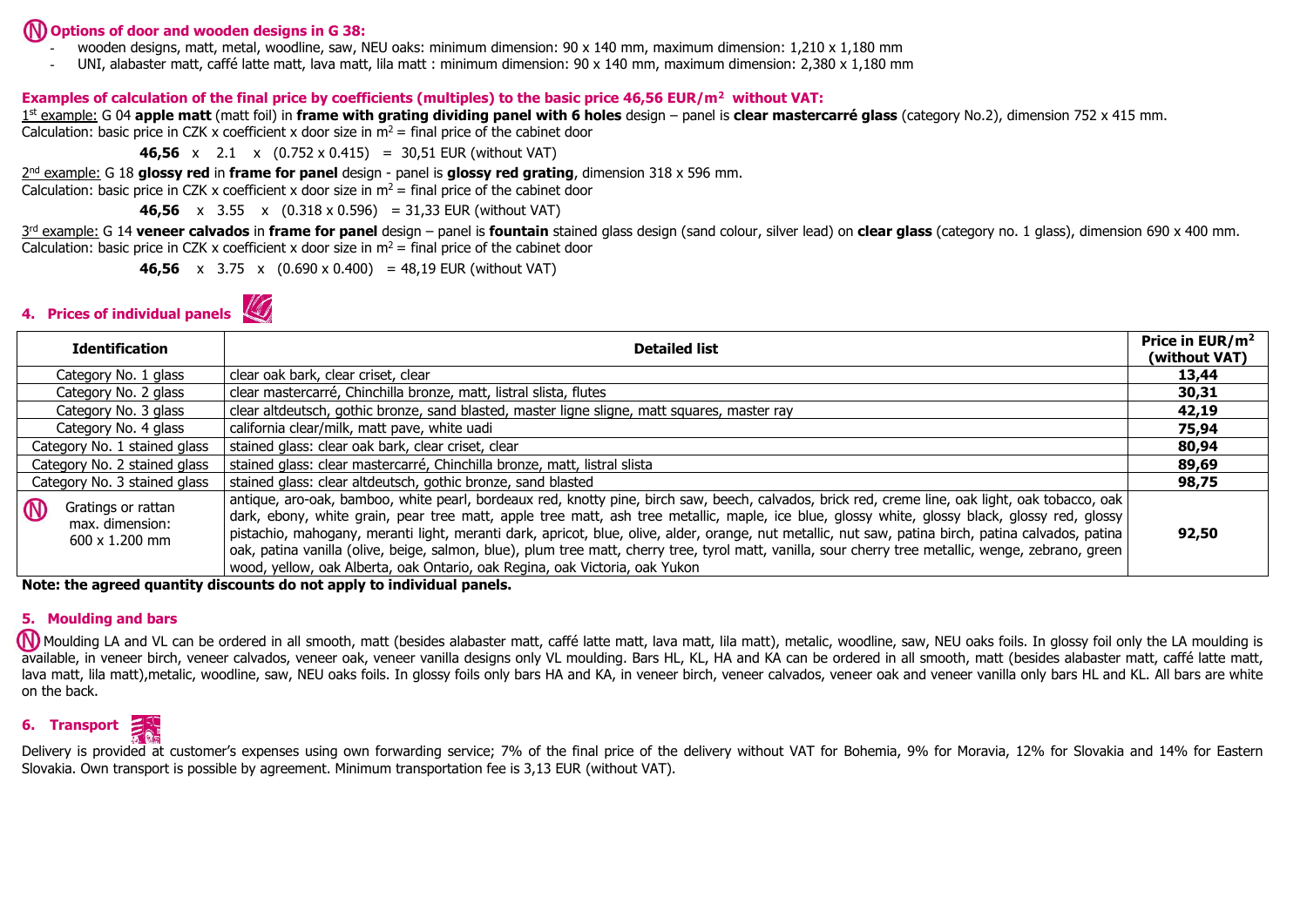**Ⓝ Options of door and wooden designs in G 38:**

- wooden designs, matt, metal, woodline, saw, NEU oaks: minimum dimension: 90 x 140 mm, maximum dimension: 1,210 x 1,180 mm
- UNI, alabaster matt, caffé latte matt, lava matt, lila matt : minimum dimension: 90 x 140 mm, maximum dimension: 2,380 x 1,180 mm

**Examples of calculation of the final price by coefficients (multiples) to the basic price 46,56 EUR/m² without VAT:**

1st example: G 04 **apple matt** (matt foil) in **frame with grating dividing panel with 6 holes** design – panel is **clear mastercarré glass** (category No.2), dimension 752 x 415 mm.
Calculation: basic price in CZK x coefficient x door size in m² = final price of the cabinet door

**46,56** x 2.1 x (0.752 x 0.415) = 30,51 EUR (without VAT)

2nd example: G 18 **glossy red** in **frame for panel** design - panel is **glossy red grating**, dimension 318 x 596 mm.
Calculation: basic price in CZK x coefficient x door size in m² = final price of the cabinet door

**46,56** x 3.55 x (0.318 x 0.596) = 31,33 EUR (without VAT)

3rd example: G 14 **veneer calvados** in **frame for panel** design – panel is **fountain** stained glass design (sand colour, silver lead) on **clear glass** (category no. 1 glass), dimension 690 x 400 mm.
Calculation: basic price in CZK x coefficient x door size in m² = final price of the cabinet door

**46,56** x 3.75 x (0.690 x 0.400) = 48,19 EUR (without VAT)

## 4. Prices of individual panels

| Identification | Detailed list | Price in EUR/m² (without VAT) |
|---|---|---|
| Category No. 1 glass | clear oak bark, clear criset, clear | **13,44** |
| Category No. 2 glass | clear mastercarré, Chinchilla bronze, matt, listral slista, flutes | **30,31** |
| Category No. 3 glass | clear altdeutsch, gothic bronze, sand blasted, master ligne sligne, matt squares, master ray | **42,19** |
| Category No. 4 glass | california clear/milk, matt pave, white uadi | **75,94** |
| Category No. 1 stained glass | stained glass: clear oak bark, clear criset, clear | **80,94** |
| Category No. 2 stained glass | stained glass: clear mastercarré, Chinchilla bronze, matt, listral slista | **89,69** |
| Category No. 3 stained glass | stained glass: clear altdeutsch, gothic bronze, sand blasted | **98,75** |
| Ⓝ Gratings or rattan max. dimension: 600 x 1.200 mm | antique, aro-oak, bamboo, white pearl, bordeaux red, knotty pine, birch saw, beech, calvados, brick red, creme line, oak light, oak tobacco, oak dark, ebony, white grain, pear tree matt, apple tree matt, ash tree metallic, maple, ice blue, glossy white, glossy black, glossy red, glossy pistachio, mahogany, meranti light, meranti dark, apricot, blue, olive, alder, orange, nut metallic, nut saw, patina birch, patina calvados, patina oak, patina vanilla (olive, beige, salmon, blue), plum tree matt, cherry tree, tyrol matt, vanilla, sour cherry tree metallic, wenge, zebrano, green wood, yellow, oak Alberta, oak Ontario, oak Regina, oak Victoria, oak Yukon | **92,50** |

**Note: the agreed quantity discounts do not apply to individual panels.**

## 5. Moulding and bars

Ⓝ Moulding LA and VL can be ordered in all smooth, matt (besides alabaster matt, caffé latte matt, lava matt, lila matt), metalic, woodline, saw, NEU oaks foils. In glossy foil only the LA moulding is available, in veneer birch, veneer calvados, veneer oak, veneer vanilla designs only VL moulding. Bars HL, KL, HA and KA can be ordered in all smooth, matt (besides alabaster matt, caffé latte matt, lava matt, lila matt),metalic, woodline, saw, NEU oaks foils. In glossy foils only bars HA and KA, in veneer birch, veneer calvados, veneer oak and veneer vanilla only bars HL and KL. All bars are white on the back.

## 6. Transport

Delivery is provided at customer's expenses using own forwarding service; 7% of the final price of the delivery without VAT for Bohemia, 9% for Moravia, 12% for Slovakia and 14% for Eastern Slovakia. Own transport is possible by agreement. Minimum transportation fee is 3,13 EUR (without VAT).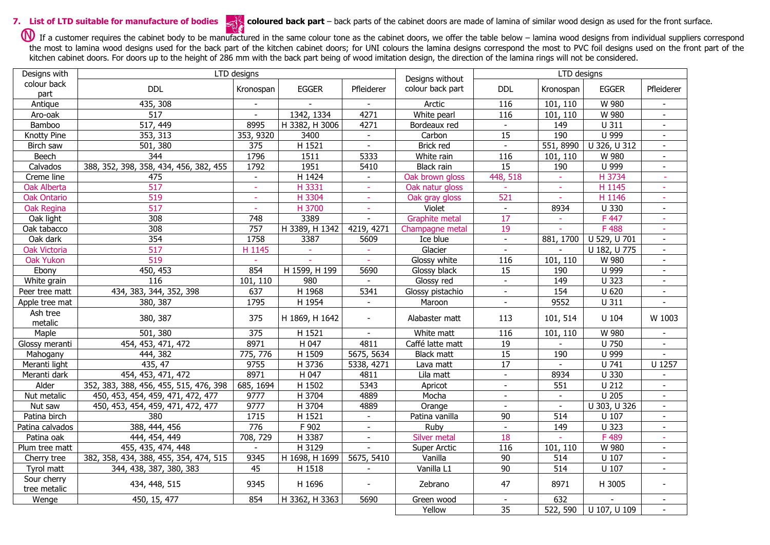## 7. List of LTD suitable for manufacture of bodies

**coloured back part** – back parts of the cabinet doors are made of lamina of similar wood design as used for the front surface.

Ⓝ If a customer requires the cabinet body to be manufactured in the same colour tone as the cabinet doors, we offer the table below – lamina wood designs from individual suppliers correspond the most to lamina wood designs used for the back part of the kitchen cabinet doors; for UNI colours the lamina designs correspond the most to PVC foil designs used on the front part of the kitchen cabinet doors. For doors up to the height of 286 mm with the back part being of wood imitation design, the direction of the lamina rings will not be considered.

| Designs with colour back part | LTD designs | | | | Designs without colour back part | LTD designs | | | |
|---|---|---|---|---|---|---|---|---|---|
| | DDL | Kronospan | EGGER | Pfleiderer | | DDL | Kronospan | EGGER | Pfleiderer |
| Antique | 435, 308 | - | - | - | Arctic | 116 | 101, 110 | W 980 | - |
| Aro-oak | 517 | - | 1342, 1334 | 4271 | White pearl | 116 | 101, 110 | W 980 | - |
| Bamboo | 517, 449 | 8995 | H 3382, H 3006 | 4271 | Bordeaux red | - | 149 | U 311 | - |
| Knotty Pine | 353, 313 | 353, 9320 | 3400 | - | Carbon | 15 | 190 | U 999 | - |
| Birch saw | 501, 380 | 375 | H 1521 | - | Brick red | - | 551, 8990 | U 326, U 312 | - |
| Beech | 344 | 1796 | 1511 | 5333 | White rain | 116 | 101, 110 | W 980 | - |
| Calvados | 388, 352, 398, 358, 434, 456, 382, 455 | 1792 | 1951 | 5410 | Black rain | 15 | 190 | U 999 | - |
| Creme line | 475 | - | H 1424 | - | Oak brown gloss | 448, 518 | - | H 3734 | - |
| Oak Alberta | 517 | - | H 3331 | - | Oak natur gloss | - | - | H 1145 | - |
| Oak Ontario | 519 | - | H 3304 | - | Oak gray gloss | 521 | - | H 1146 | - |
| Oak Regina | 517 | - | H 3700 | - | Violet | - | 8934 | U 330 | - |
| Oak light | 308 | 748 | 3389 | - | Graphite metal | 17 | - | F 447 | - |
| Oak tabacco | 308 | 757 | H 3389, H 1342 | 4219, 4271 | Champagne metal | 19 | - | F 488 | - |
| Oak dark | 354 | 1758 | 3387 | 5609 | Ice blue | - | 881, 1700 | U 529, U 701 | - |
| Oak Victoria | 517 | H 1145 | - | - | Glacier | - | - | U 182, U 775 | - |
| Oak Yukon | 519 | - | - | - | Glossy white | 116 | 101, 110 | W 980 | - |
| Ebony | 450, 453 | 854 | H 1599, H 199 | 5690 | Glossy black | 15 | 190 | U 999 | - |
| White grain | 116 | 101, 110 | 980 | - | Glossy red | - | 149 | U 323 | - |
| Peer tree matt | 434, 383, 344, 352, 398 | 637 | H 1968 | 5341 | Glossy pistachio | - | 154 | U 620 | - |
| Apple tree mat | 380, 387 | 1795 | H 1954 | - | Maroon | - | 9552 | U 311 | - |
| Ash tree metalic | 380, 387 | 375 | H 1869, H 1642 | - | Alabaster matt | 113 | 101, 514 | U 104 | W 1003 |
| Maple | 501, 380 | 375 | H 1521 | - | White matt | 116 | 101, 110 | W 980 | - |
| Glossy meranti | 454, 453, 471, 472 | 8971 | H 047 | 4811 | Caffé latte matt | 19 | - | U 750 | - |
| Mahogany | 444, 382 | 775, 776 | H 1509 | 5675, 5634 | Black matt | 15 | 190 | U 999 | - |
| Meranti light | 435, 47 | 9755 | H 3736 | 5338, 4271 | Lava matt | 17 | - | U 741 | U 1257 |
| Meranti dark | 454, 453, 471, 472 | 8971 | H 047 | 4811 | Lila matt | - | 8934 | U 330 | - |
| Alder | 352, 383, 388, 456, 455, 515, 476, 398 | 685, 1694 | H 1502 | 5343 | Apricot | - | 551 | U 212 | - |
| Nut metalic | 450, 453, 454, 459, 471, 472, 477 | 9777 | H 3704 | 4889 | Mocha | - | - | U 205 | - |
| Nut saw | 450, 453, 454, 459, 471, 472, 477 | 9777 | H 3704 | 4889 | Orange | - | - | U 303, U 326 | - |
| Patina birch | 380 | 1715 | H 1521 | - | Patina vanilla | 90 | 514 | U 107 | - |
| Patina calvados | 388, 444, 456 | 776 | F 902 | - | Ruby | - | 149 | U 323 | - |
| Patina oak | 444, 454, 449 | 708, 729 | H 3387 | - | Silver metal | 18 | - | F 489 | - |
| Plum tree matt | 455, 435, 474, 448 | - | H 3129 | - | Super Arctic | 116 | 101, 110 | W 980 | - |
| Cherry tree | 382, 358, 434, 388, 455, 354, 474, 515 | 9345 | H 1698, H 1699 | 5675, 5410 | Vanilla | 90 | 514 | U 107 | - |
| Tyrol matt | 344, 438, 387, 380, 383 | 45 | H 1518 | - | Vanilla L1 | 90 | 514 | U 107 | - |
| Sour cherry tree metalic | 434, 448, 515 | 9345 | H 1696 | - | Zebrano | 47 | 8971 | H 3005 | - |
| Wenge | 450, 15, 477 | 854 | H 3362, H 3363 | 5690 | Green wood | - | 632 | - | - |
| | | | | | Yellow | 35 | 522, 590 | U 107, U 109 | - |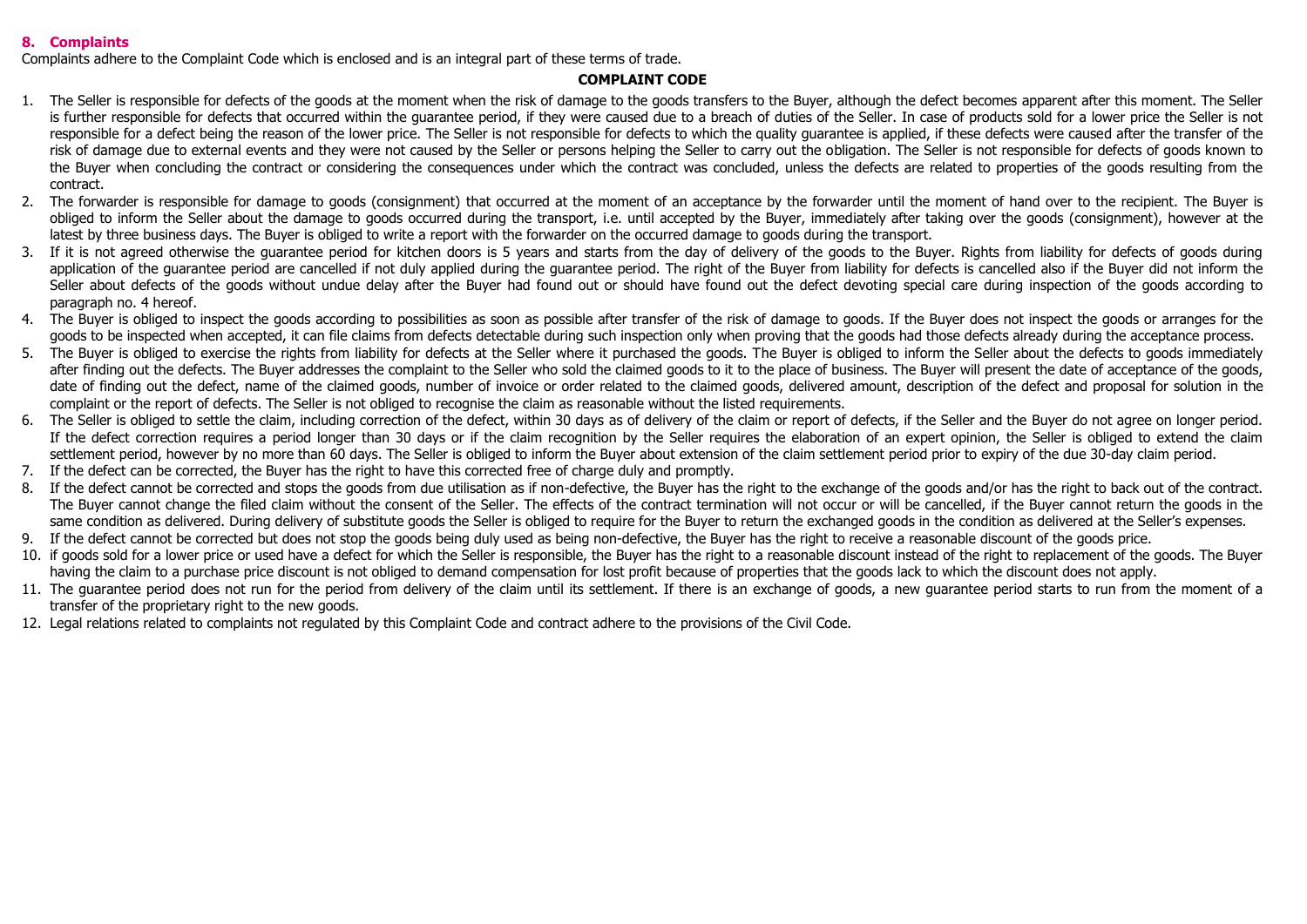## 8. Complaints

Complaints adhere to the Complaint Code which is enclosed and is an integral part of these terms of trade.

**COMPLAINT CODE**

1. The Seller is responsible for defects of the goods at the moment when the risk of damage to the goods transfers to the Buyer, although the defect becomes apparent after this moment. The Seller is further responsible for defects that occurred within the guarantee period, if they were caused due to a breach of duties of the Seller. In case of products sold for a lower price the Seller is not responsible for a defect being the reason of the lower price. The Seller is not responsible for defects to which the quality guarantee is applied, if these defects were caused after the transfer of the risk of damage due to external events and they were not caused by the Seller or persons helping the Seller to carry out the obligation. The Seller is not responsible for defects of goods known to the Buyer when concluding the contract or considering the consequences under which the contract was concluded, unless the defects are related to properties of the goods resulting from the contract.
2. The forwarder is responsible for damage to goods (consignment) that occurred at the moment of an acceptance by the forwarder until the moment of hand over to the recipient. The Buyer is obliged to inform the Seller about the damage to goods occurred during the transport, i.e. until accepted by the Buyer, immediately after taking over the goods (consignment), however at the latest by three business days. The Buyer is obliged to write a report with the forwarder on the occurred damage to goods during the transport.
3. If it is not agreed otherwise the guarantee period for kitchen doors is 5 years and starts from the day of delivery of the goods to the Buyer. Rights from liability for defects of goods during application of the guarantee period are cancelled if not duly applied during the guarantee period. The right of the Buyer from liability for defects is cancelled also if the Buyer did not inform the Seller about defects of the goods without undue delay after the Buyer had found out or should have found out the defect devoting special care during inspection of the goods according to paragraph no. 4 hereof.
4. The Buyer is obliged to inspect the goods according to possibilities as soon as possible after transfer of the risk of damage to goods. If the Buyer does not inspect the goods or arranges for the goods to be inspected when accepted, it can file claims from defects detectable during such inspection only when proving that the goods had those defects already during the acceptance process.
5. The Buyer is obliged to exercise the rights from liability for defects at the Seller where it purchased the goods. The Buyer is obliged to inform the Seller about the defects to goods immediately after finding out the defects. The Buyer addresses the complaint to the Seller who sold the claimed goods to it to the place of business. The Buyer will present the date of acceptance of the goods, date of finding out the defect, name of the claimed goods, number of invoice or order related to the claimed goods, delivered amount, description of the defect and proposal for solution in the complaint or the report of defects. The Seller is not obliged to recognise the claim as reasonable without the listed requirements.
6. The Seller is obliged to settle the claim, including correction of the defect, within 30 days as of delivery of the claim or report of defects, if the Seller and the Buyer do not agree on longer period. If the defect correction requires a period longer than 30 days or if the claim recognition by the Seller requires the elaboration of an expert opinion, the Seller is obliged to extend the claim settlement period, however by no more than 60 days. The Seller is obliged to inform the Buyer about extension of the claim settlement period prior to expiry of the due 30-day claim period.
7. If the defect can be corrected, the Buyer has the right to have this corrected free of charge duly and promptly.
8. If the defect cannot be corrected and stops the goods from due utilisation as if non-defective, the Buyer has the right to the exchange of the goods and/or has the right to back out of the contract. The Buyer cannot change the filed claim without the consent of the Seller. The effects of the contract termination will not occur or will be cancelled, if the Buyer cannot return the goods in the same condition as delivered. During delivery of substitute goods the Seller is obliged to require for the Buyer to return the exchanged goods in the condition as delivered at the Seller's expenses.
9. If the defect cannot be corrected but does not stop the goods being duly used as being non-defective, the Buyer has the right to receive a reasonable discount of the goods price.
10. if goods sold for a lower price or used have a defect for which the Seller is responsible, the Buyer has the right to a reasonable discount instead of the right to replacement of the goods. The Buyer having the claim to a purchase price discount is not obliged to demand compensation for lost profit because of properties that the goods lack to which the discount does not apply.
11. The guarantee period does not run for the period from delivery of the claim until its settlement. If there is an exchange of goods, a new guarantee period starts to run from the moment of a transfer of the proprietary right to the new goods.
12. Legal relations related to complaints not regulated by this Complaint Code and contract adhere to the provisions of the Civil Code.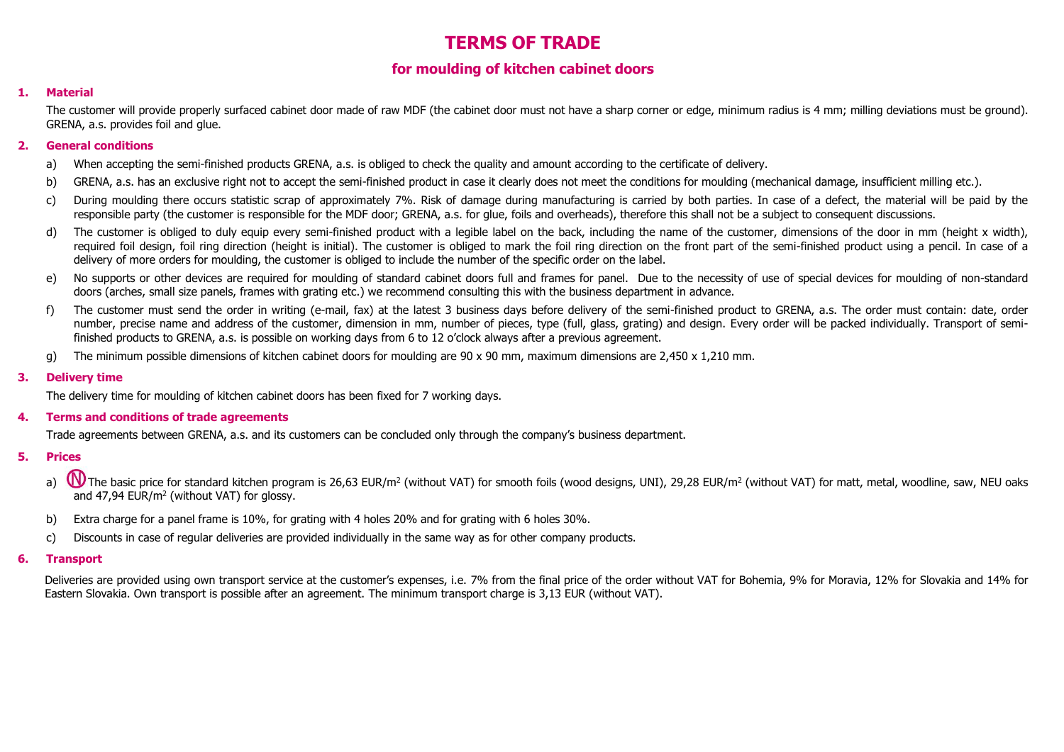# TERMS OF TRADE

## for moulding of kitchen cabinet doors

### 1. Material

The customer will provide properly surfaced cabinet door made of raw MDF (the cabinet door must not have a sharp corner or edge, minimum radius is 4 mm; milling deviations must be ground). GRENA, a.s. provides foil and glue.

### 2. General conditions

a) When accepting the semi-finished products GRENA, a.s. is obliged to check the quality and amount according to the certificate of delivery.

b) GRENA, a.s. has an exclusive right not to accept the semi-finished product in case it clearly does not meet the conditions for moulding (mechanical damage, insufficient milling etc.).

c) During moulding there occurs statistic scrap of approximately 7%. Risk of damage during manufacturing is carried by both parties. In case of a defect, the material will be paid by the responsible party (the customer is responsible for the MDF door; GRENA, a.s. for glue, foils and overheads), therefore this shall not be a subject to consequent discussions.

d) The customer is obliged to duly equip every semi-finished product with a legible label on the back, including the name of the customer, dimensions of the door in mm (height x width), required foil design, foil ring direction (height is initial). The customer is obliged to mark the foil ring direction on the front part of the semi-finished product using a pencil. In case of a delivery of more orders for moulding, the customer is obliged to include the number of the specific order on the label.

e) No supports or other devices are required for moulding of standard cabinet doors full and frames for panel. Due to the necessity of use of special devices for moulding of non-standard doors (arches, small size panels, frames with grating etc.) we recommend consulting this with the business department in advance.

f) The customer must send the order in writing (e-mail, fax) at the latest 3 business days before delivery of the semi-finished product to GRENA, a.s. The order must contain: date, order number, precise name and address of the customer, dimension in mm, number of pieces, type (full, glass, grating) and design. Every order will be packed individually. Transport of semi-finished products to GRENA, a.s. is possible on working days from 6 to 12 o'clock always after a previous agreement.

g) The minimum possible dimensions of kitchen cabinet doors for moulding are 90 x 90 mm, maximum dimensions are 2,450 x 1,210 mm.

### 3. Delivery time

The delivery time for moulding of kitchen cabinet doors has been fixed for 7 working days.

### 4. Terms and conditions of trade agreements

Trade agreements between GRENA, a.s. and its customers can be concluded only through the company's business department.

### 5. Prices

a) Ⓝ The basic price for standard kitchen program is 26,63 EUR/m$^2$ (without VAT) for smooth foils (wood designs, UNI), 29,28 EUR/m$^2$ (without VAT) for matt, metal, woodline, saw, NEU oaks and 47,94 EUR/m$^2$ (without VAT) for glossy.

b) Extra charge for a panel frame is 10%, for grating with 4 holes 20% and for grating with 6 holes 30%.

c) Discounts in case of regular deliveries are provided individually in the same way as for other company products.

### 6. Transport

Deliveries are provided using own transport service at the customer's expenses, i.e. 7% from the final price of the order without VAT for Bohemia, 9% for Moravia, 12% for Slovakia and 14% for Eastern Slovakia. Own transport is possible after an agreement. The minimum transport charge is 3,13 EUR (without VAT).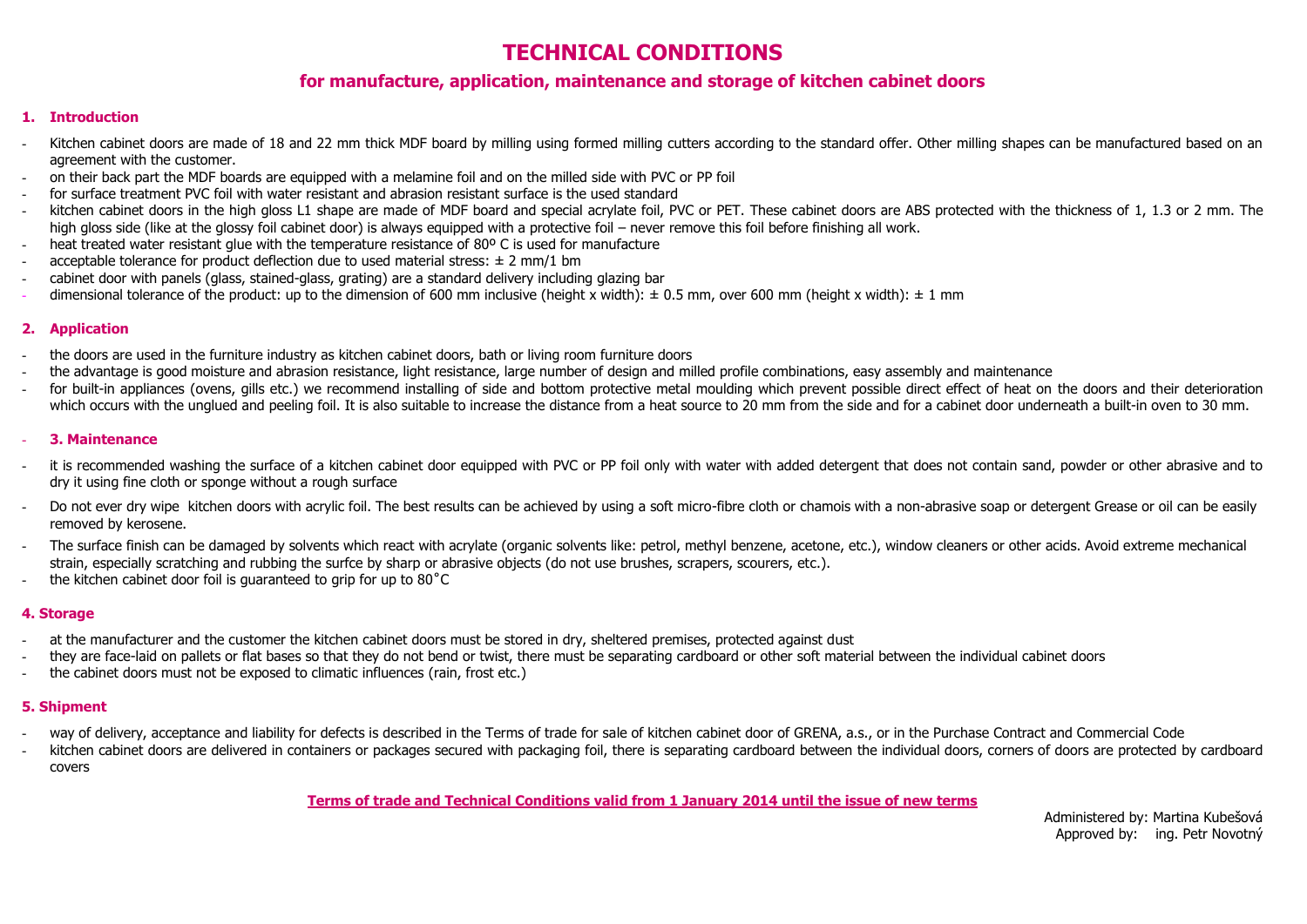# TECHNICAL CONDITIONS

## for manufacture, application, maintenance and storage of kitchen cabinet doors

### 1. Introduction

- Kitchen cabinet doors are made of 18 and 22 mm thick MDF board by milling using formed milling cutters according to the standard offer. Other milling shapes can be manufactured based on an agreement with the customer.
- on their back part the MDF boards are equipped with a melamine foil and on the milled side with PVC or PP foil
- for surface treatment PVC foil with water resistant and abrasion resistant surface is the used standard
- kitchen cabinet doors in the high gloss L1 shape are made of MDF board and special acrylate foil, PVC or PET. These cabinet doors are ABS protected with the thickness of 1, 1.3 or 2 mm. The high gloss side (like at the glossy foil cabinet door) is always equipped with a protective foil – never remove this foil before finishing all work.
- heat treated water resistant glue with the temperature resistance of 80º C is used for manufacture
- acceptable tolerance for product deflection due to used material stress: ± 2 mm/1 bm
- cabinet door with panels (glass, stained-glass, grating) are a standard delivery including glazing bar
- dimensional tolerance of the product: up to the dimension of 600 mm inclusive (height x width): ± 0.5 mm, over 600 mm (height x width): ± 1 mm

### 2. Application

- the doors are used in the furniture industry as kitchen cabinet doors, bath or living room furniture doors
- the advantage is good moisture and abrasion resistance, light resistance, large number of design and milled profile combinations, easy assembly and maintenance
- for built-in appliances (ovens, gills etc.) we recommend installing of side and bottom protective metal moulding which prevent possible direct effect of heat on the doors and their deterioration which occurs with the unglued and peeling foil. It is also suitable to increase the distance from a heat source to 20 mm from the side and for a cabinet door underneath a built-in oven to 30 mm.

### 3. Maintenance

- it is recommended washing the surface of a kitchen cabinet door equipped with PVC or PP foil only with water with added detergent that does not contain sand, powder or other abrasive and to dry it using fine cloth or sponge without a rough surface
- Do not ever dry wipe kitchen doors with acrylic foil. The best results can be achieved by using a soft micro-fibre cloth or chamois with a non-abrasive soap or detergent Grease or oil can be easily removed by kerosene.
- The surface finish can be damaged by solvents which react with acrylate (organic solvents like: petrol, methyl benzene, acetone, etc.), window cleaners or other acids. Avoid extreme mechanical strain, especially scratching and rubbing the surfce by sharp or abrasive objects (do not use brushes, scrapers, scourers, etc.).
- the kitchen cabinet door foil is guaranteed to grip for up to 80˚C

### 4. Storage

- at the manufacturer and the customer the kitchen cabinet doors must be stored in dry, sheltered premises, protected against dust
- they are face-laid on pallets or flat bases so that they do not bend or twist, there must be separating cardboard or other soft material between the individual cabinet doors
- the cabinet doors must not be exposed to climatic influences (rain, frost etc.)

### 5. Shipment

- way of delivery, acceptance and liability for defects is described in the Terms of trade for sale of kitchen cabinet door of GRENA, a.s., or in the Purchase Contract and Commercial Code
- kitchen cabinet doors are delivered in containers or packages secured with packaging foil, there is separating cardboard between the individual doors, corners of doors are protected by cardboard covers

**Terms of trade and Technical Conditions valid from 1 January 2014 until the issue of new terms**

Administered by: Martina Kubešová
Approved by: ing. Petr Novotný